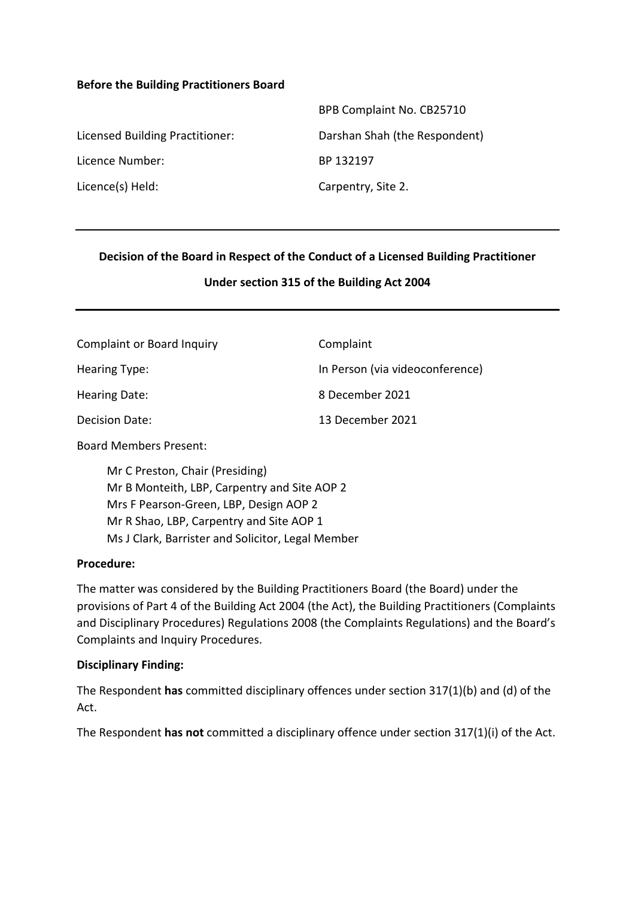**Before the Building Practitioners Board**

| | |
|---|---|
| | BPB Complaint No. CB25710 |
| Licensed Building Practitioner: | Darshan Shah (the Respondent) |
| Licence Number: | BP 132197 |
| Licence(s) Held: | Carpentry, Site 2. |

---

**Decision of the Board in Respect of the Conduct of a Licensed Building Practitioner**

**Under section 315 of the Building Act 2004**

---

| | |
|---|---|
| Complaint or Board Inquiry | Complaint |
| Hearing Type: | In Person (via videoconference) |
| Hearing Date: | 8 December 2021 |
| Decision Date: | 13 December 2021 |

Board Members Present:

Mr C Preston, Chair (Presiding)
Mr B Monteith, LBP, Carpentry and Site AOP 2
Mrs F Pearson-Green, LBP, Design AOP 2
Mr R Shao, LBP, Carpentry and Site AOP 1
Ms J Clark, Barrister and Solicitor, Legal Member

**Procedure:**

The matter was considered by the Building Practitioners Board (the Board) under the provisions of Part 4 of the Building Act 2004 (the Act), the Building Practitioners (Complaints and Disciplinary Procedures) Regulations 2008 (the Complaints Regulations) and the Board's Complaints and Inquiry Procedures.

**Disciplinary Finding:**

The Respondent **has** committed disciplinary offences under section 317(1)(b) and (d) of the Act.

The Respondent **has not** committed a disciplinary offence under section 317(1)(i) of the Act.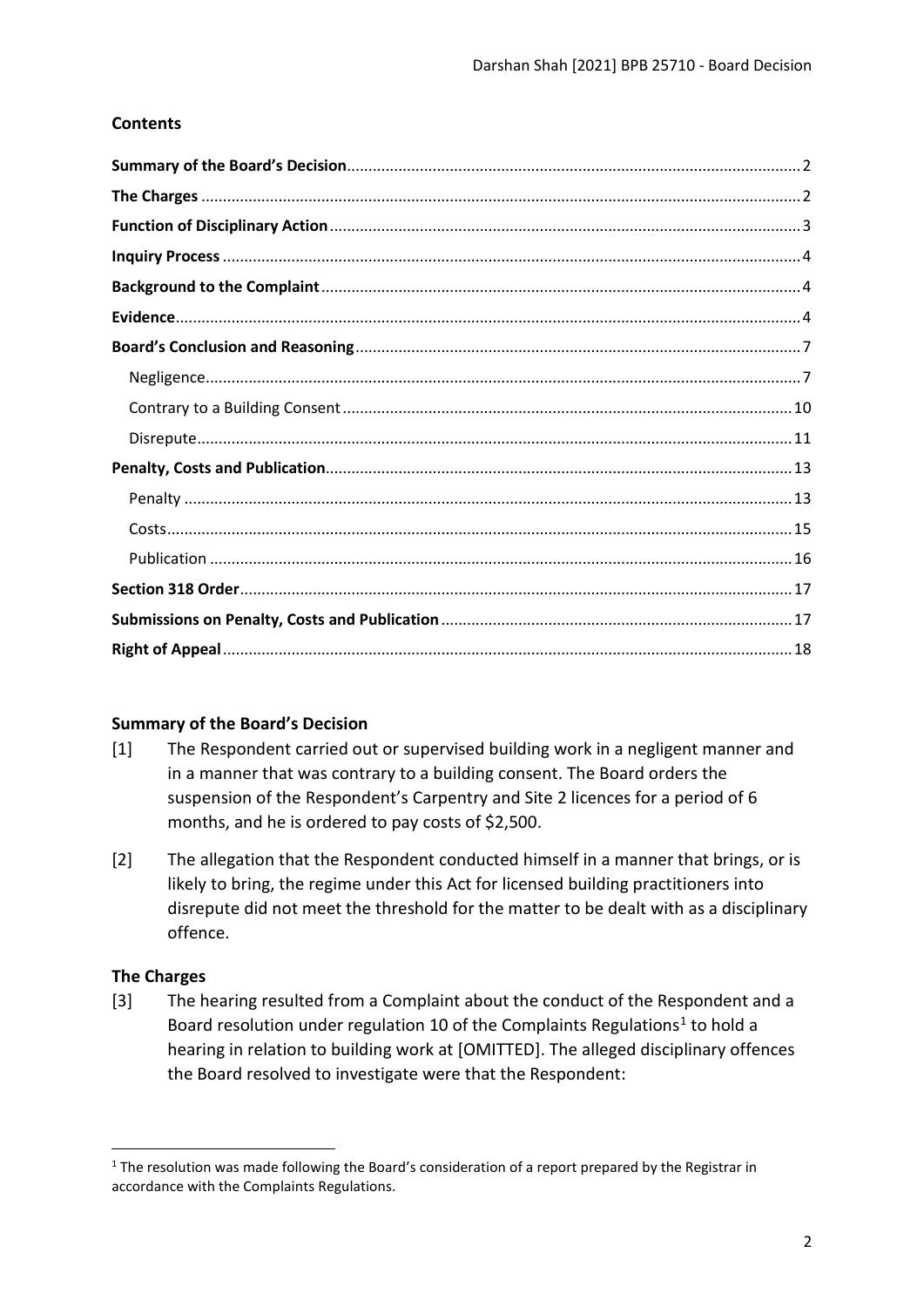## Contents

- **Summary of the Board's Decision** ... 2
- **The Charges** ... 2
- **Function of Disciplinary Action** ... 3
- **Inquiry Process** ... 4
- **Background to the Complaint** ... 4
- **Evidence** ... 4
- **Board's Conclusion and Reasoning** ... 7
  - Negligence ... 7
  - Contrary to a Building Consent ... 10
  - Disrepute ... 11
- **Penalty, Costs and Publication** ... 13
  - Penalty ... 13
  - Costs ... 15
  - Publication ... 16
- **Section 318 Order** ... 17
- **Submissions on Penalty, Costs and Publication** ... 17
- **Right of Appeal** ... 18

## Summary of the Board's Decision

[1] The Respondent carried out or supervised building work in a negligent manner and in a manner that was contrary to a building consent. The Board orders the suspension of the Respondent's Carpentry and Site 2 licences for a period of 6 months, and he is ordered to pay costs of $2,500.

[2] The allegation that the Respondent conducted himself in a manner that brings, or is likely to bring, the regime under this Act for licensed building practitioners into disrepute did not meet the threshold for the matter to be dealt with as a disciplinary offence.

## The Charges

[3] The hearing resulted from a Complaint about the conduct of the Respondent and a Board resolution under regulation 10 of the Complaints Regulations[1] to hold a hearing in relation to building work at [OMITTED]. The alleged disciplinary offences the Board resolved to investigate were that the Respondent:

[1] The resolution was made following the Board's consideration of a report prepared by the Registrar in accordance with the Complaints Regulations.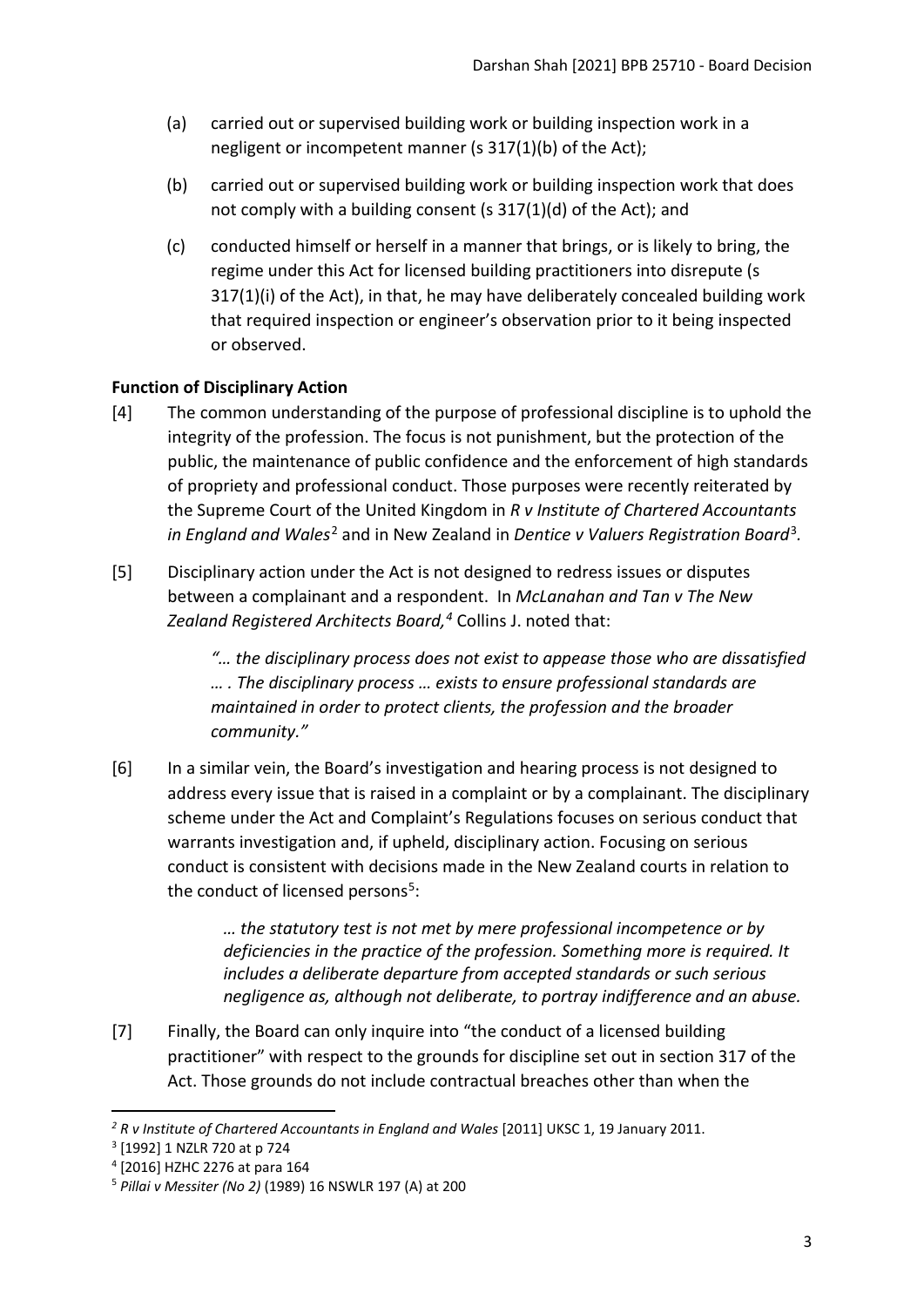(a) carried out or supervised building work or building inspection work in a negligent or incompetent manner (s 317(1)(b) of the Act);

(b) carried out or supervised building work or building inspection work that does not comply with a building consent (s 317(1)(d) of the Act); and

(c) conducted himself or herself in a manner that brings, or is likely to bring, the regime under this Act for licensed building practitioners into disrepute (s 317(1)(i) of the Act), in that, he may have deliberately concealed building work that required inspection or engineer's observation prior to it being inspected or observed.

## Function of Disciplinary Action

[4] The common understanding of the purpose of professional discipline is to uphold the integrity of the profession. The focus is not punishment, but the protection of the public, the maintenance of public confidence and the enforcement of high standards of propriety and professional conduct. Those purposes were recently reiterated by the Supreme Court of the United Kingdom in *R v Institute of Chartered Accountants in England and Wales*[2] and in New Zealand in *Dentice v Valuers Registration Board*[3].

[5] Disciplinary action under the Act is not designed to redress issues or disputes between a complainant and a respondent. In *McLanahan and Tan v The New Zealand Registered Architects Board,*[4] Collins J. noted that:

> *"… the disciplinary process does not exist to appease those who are dissatisfied … . The disciplinary process … exists to ensure professional standards are maintained in order to protect clients, the profession and the broader community."*

[6] In a similar vein, the Board's investigation and hearing process is not designed to address every issue that is raised in a complaint or by a complainant. The disciplinary scheme under the Act and Complaint's Regulations focuses on serious conduct that warrants investigation and, if upheld, disciplinary action. Focusing on serious conduct is consistent with decisions made in the New Zealand courts in relation to the conduct of licensed persons[5]:

> *… the statutory test is not met by mere professional incompetence or by deficiencies in the practice of the profession. Something more is required. It includes a deliberate departure from accepted standards or such serious negligence as, although not deliberate, to portray indifference and an abuse.*

[7] Finally, the Board can only inquire into "the conduct of a licensed building practitioner" with respect to the grounds for discipline set out in section 317 of the Act. Those grounds do not include contractual breaches other than when the

---

[2] *R v Institute of Chartered Accountants in England and Wales* [2011] UKSC 1, 19 January 2011.

[3] [1992] 1 NZLR 720 at p 724

[4] [2016] HZHC 2276 at para 164

[5] *Pillai v Messiter (No 2)* (1989) 16 NSWLR 197 (A) at 200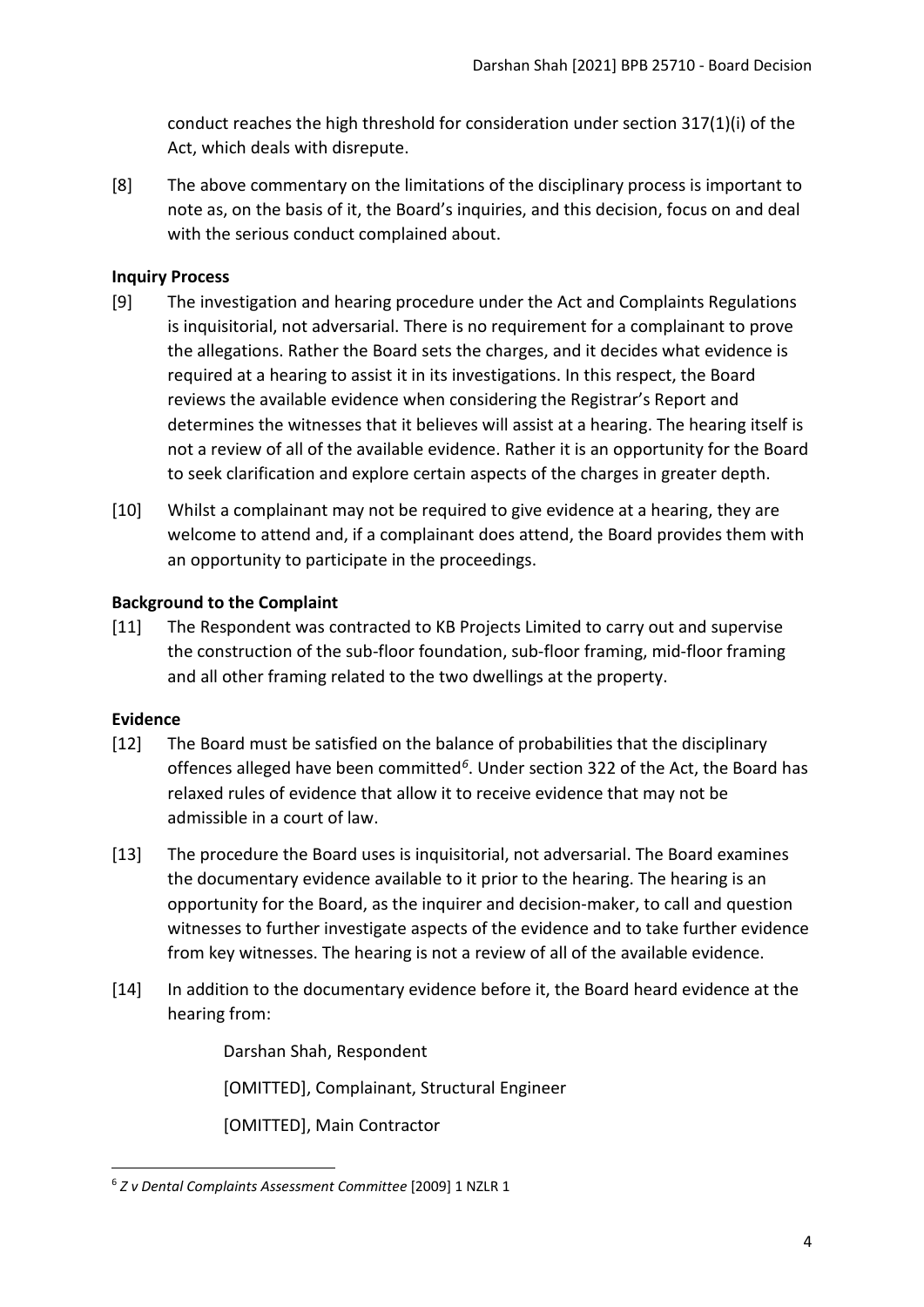conduct reaches the high threshold for consideration under section 317(1)(i) of the Act, which deals with disrepute.

[8] The above commentary on the limitations of the disciplinary process is important to note as, on the basis of it, the Board's inquiries, and this decision, focus on and deal with the serious conduct complained about.

**Inquiry Process**

[9] The investigation and hearing procedure under the Act and Complaints Regulations is inquisitorial, not adversarial. There is no requirement for a complainant to prove the allegations. Rather the Board sets the charges, and it decides what evidence is required at a hearing to assist it in its investigations. In this respect, the Board reviews the available evidence when considering the Registrar's Report and determines the witnesses that it believes will assist at a hearing. The hearing itself is not a review of all of the available evidence. Rather it is an opportunity for the Board to seek clarification and explore certain aspects of the charges in greater depth.

[10] Whilst a complainant may not be required to give evidence at a hearing, they are welcome to attend and, if a complainant does attend, the Board provides them with an opportunity to participate in the proceedings.

**Background to the Complaint**

[11] The Respondent was contracted to KB Projects Limited to carry out and supervise the construction of the sub-floor foundation, sub-floor framing, mid-floor framing and all other framing related to the two dwellings at the property.

**Evidence**

[12] The Board must be satisfied on the balance of probabilities that the disciplinary offences alleged have been committed[6]. Under section 322 of the Act, the Board has relaxed rules of evidence that allow it to receive evidence that may not be admissible in a court of law.

[13] The procedure the Board uses is inquisitorial, not adversarial. The Board examines the documentary evidence available to it prior to the hearing. The hearing is an opportunity for the Board, as the inquirer and decision-maker, to call and question witnesses to further investigate aspects of the evidence and to take further evidence from key witnesses. The hearing is not a review of all of the available evidence.

[14] In addition to the documentary evidence before it, the Board heard evidence at the hearing from:

Darshan Shah, Respondent

[OMITTED], Complainant, Structural Engineer

[OMITTED], Main Contractor

---

[6] *Z v Dental Complaints Assessment Committee* [2009] 1 NZLR 1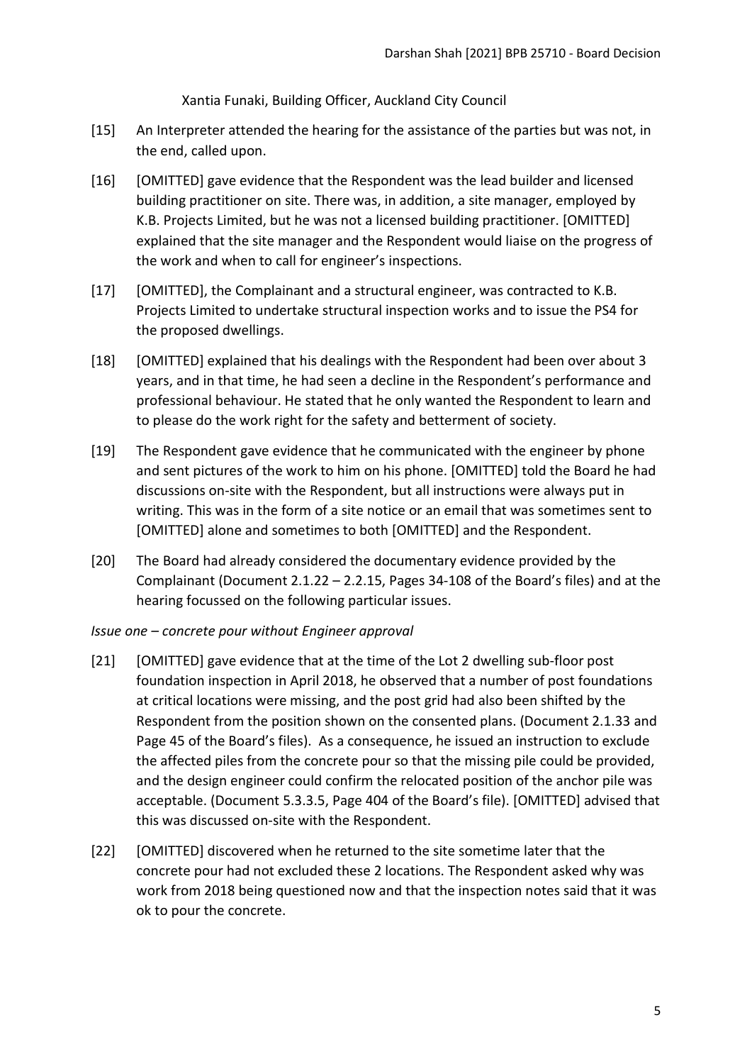Xantia Funaki, Building Officer, Auckland City Council

[15] An Interpreter attended the hearing for the assistance of the parties but was not, in the end, called upon.

[16] [OMITTED] gave evidence that the Respondent was the lead builder and licensed building practitioner on site. There was, in addition, a site manager, employed by K.B. Projects Limited, but he was not a licensed building practitioner. [OMITTED] explained that the site manager and the Respondent would liaise on the progress of the work and when to call for engineer's inspections.

[17] [OMITTED], the Complainant and a structural engineer, was contracted to K.B. Projects Limited to undertake structural inspection works and to issue the PS4 for the proposed dwellings.

[18] [OMITTED] explained that his dealings with the Respondent had been over about 3 years, and in that time, he had seen a decline in the Respondent's performance and professional behaviour. He stated that he only wanted the Respondent to learn and to please do the work right for the safety and betterment of society.

[19] The Respondent gave evidence that he communicated with the engineer by phone and sent pictures of the work to him on his phone. [OMITTED] told the Board he had discussions on-site with the Respondent, but all instructions were always put in writing. This was in the form of a site notice or an email that was sometimes sent to [OMITTED] alone and sometimes to both [OMITTED] and the Respondent.

[20] The Board had already considered the documentary evidence provided by the Complainant (Document 2.1.22 – 2.2.15, Pages 34-108 of the Board's files) and at the hearing focussed on the following particular issues.

*Issue one – concrete pour without Engineer approval*

[21] [OMITTED] gave evidence that at the time of the Lot 2 dwelling sub-floor post foundation inspection in April 2018, he observed that a number of post foundations at critical locations were missing, and the post grid had also been shifted by the Respondent from the position shown on the consented plans. (Document 2.1.33 and Page 45 of the Board's files). As a consequence, he issued an instruction to exclude the affected piles from the concrete pour so that the missing pile could be provided, and the design engineer could confirm the relocated position of the anchor pile was acceptable. (Document 5.3.3.5, Page 404 of the Board's file). [OMITTED] advised that this was discussed on-site with the Respondent.

[22] [OMITTED] discovered when he returned to the site sometime later that the concrete pour had not excluded these 2 locations. The Respondent asked why was work from 2018 being questioned now and that the inspection notes said that it was ok to pour the concrete.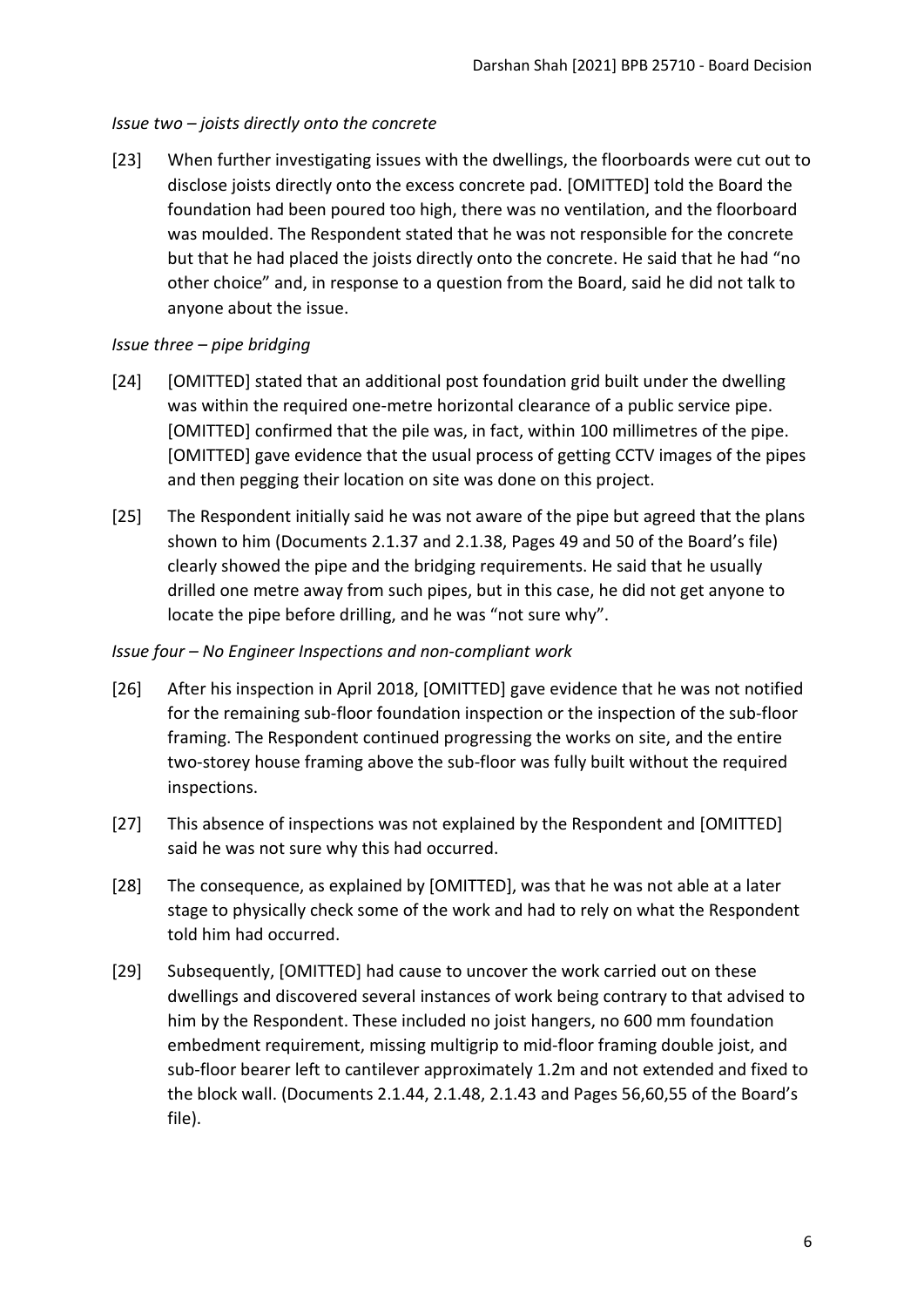*Issue two – joists directly onto the concrete*

[23] When further investigating issues with the dwellings, the floorboards were cut out to disclose joists directly onto the excess concrete pad. [OMITTED] told the Board the foundation had been poured too high, there was no ventilation, and the floorboard was moulded. The Respondent stated that he was not responsible for the concrete but that he had placed the joists directly onto the concrete. He said that he had "no other choice" and, in response to a question from the Board, said he did not talk to anyone about the issue.

*Issue three – pipe bridging*

[24] [OMITTED] stated that an additional post foundation grid built under the dwelling was within the required one-metre horizontal clearance of a public service pipe. [OMITTED] confirmed that the pile was, in fact, within 100 millimetres of the pipe. [OMITTED] gave evidence that the usual process of getting CCTV images of the pipes and then pegging their location on site was done on this project.

[25] The Respondent initially said he was not aware of the pipe but agreed that the plans shown to him (Documents 2.1.37 and 2.1.38, Pages 49 and 50 of the Board's file) clearly showed the pipe and the bridging requirements. He said that he usually drilled one metre away from such pipes, but in this case, he did not get anyone to locate the pipe before drilling, and he was "not sure why".

*Issue four – No Engineer Inspections and non-compliant work*

[26] After his inspection in April 2018, [OMITTED] gave evidence that he was not notified for the remaining sub-floor foundation inspection or the inspection of the sub-floor framing. The Respondent continued progressing the works on site, and the entire two-storey house framing above the sub-floor was fully built without the required inspections.

[27] This absence of inspections was not explained by the Respondent and [OMITTED] said he was not sure why this had occurred.

[28] The consequence, as explained by [OMITTED], was that he was not able at a later stage to physically check some of the work and had to rely on what the Respondent told him had occurred.

[29] Subsequently, [OMITTED] had cause to uncover the work carried out on these dwellings and discovered several instances of work being contrary to that advised to him by the Respondent. These included no joist hangers, no 600 mm foundation embedment requirement, missing multigrip to mid-floor framing double joist, and sub-floor bearer left to cantilever approximately 1.2m and not extended and fixed to the block wall. (Documents 2.1.44, 2.1.48, 2.1.43 and Pages 56,60,55 of the Board's file).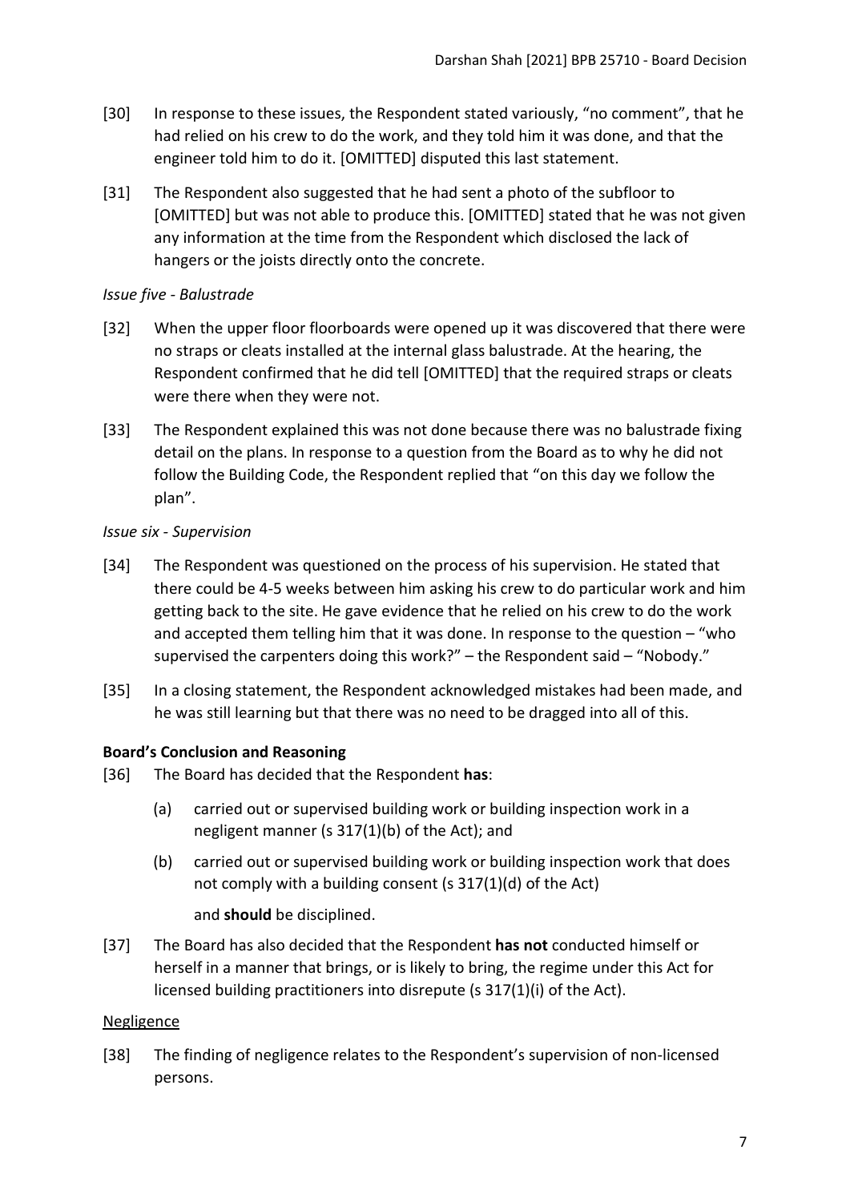[30] In response to these issues, the Respondent stated variously, "no comment", that he had relied on his crew to do the work, and they told him it was done, and that the engineer told him to do it. [OMITTED] disputed this last statement.

[31] The Respondent also suggested that he had sent a photo of the subfloor to [OMITTED] but was not able to produce this. [OMITTED] stated that he was not given any information at the time from the Respondent which disclosed the lack of hangers or the joists directly onto the concrete.

*Issue five - Balustrade*

[32] When the upper floor floorboards were opened up it was discovered that there were no straps or cleats installed at the internal glass balustrade. At the hearing, the Respondent confirmed that he did tell [OMITTED] that the required straps or cleats were there when they were not.

[33] The Respondent explained this was not done because there was no balustrade fixing detail on the plans. In response to a question from the Board as to why he did not follow the Building Code, the Respondent replied that "on this day we follow the plan".

*Issue six - Supervision*

[34] The Respondent was questioned on the process of his supervision. He stated that there could be 4-5 weeks between him asking his crew to do particular work and him getting back to the site. He gave evidence that he relied on his crew to do the work and accepted them telling him that it was done. In response to the question – "who supervised the carpenters doing this work?" – the Respondent said – "Nobody."

[35] In a closing statement, the Respondent acknowledged mistakes had been made, and he was still learning but that there was no need to be dragged into all of this.

**Board's Conclusion and Reasoning**

[36] The Board has decided that the Respondent **has**:

(a) carried out or supervised building work or building inspection work in a negligent manner (s 317(1)(b) of the Act); and

(b) carried out or supervised building work or building inspection work that does not comply with a building consent (s 317(1)(d) of the Act)

and **should** be disciplined.

[37] The Board has also decided that the Respondent **has not** conducted himself or herself in a manner that brings, or is likely to bring, the regime under this Act for licensed building practitioners into disrepute (s 317(1)(i) of the Act).

<u>Negligence</u>

[38] The finding of negligence relates to the Respondent's supervision of non-licensed persons.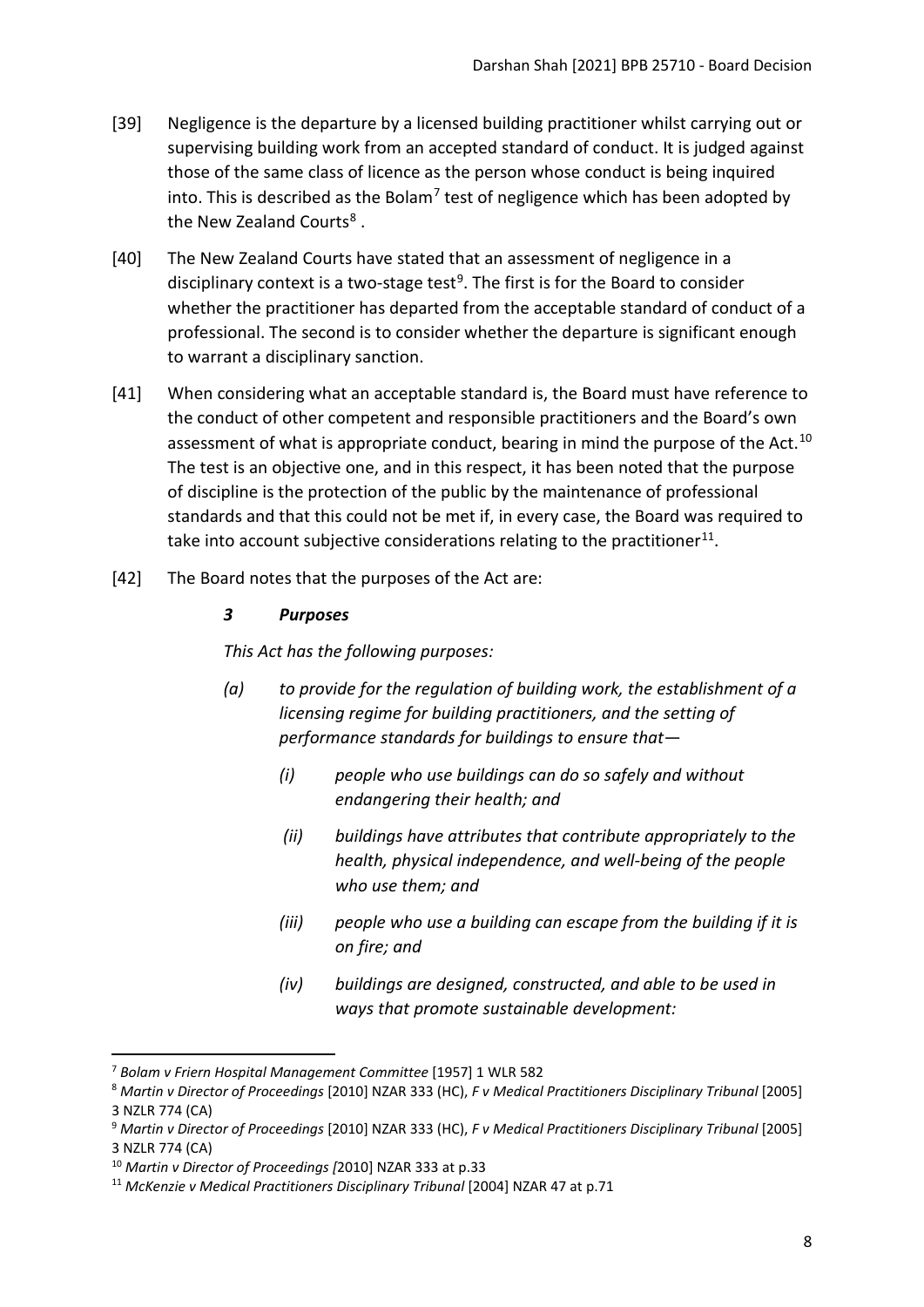[39] Negligence is the departure by a licensed building practitioner whilst carrying out or supervising building work from an accepted standard of conduct. It is judged against those of the same class of licence as the person whose conduct is being inquired into. This is described as the Bolam[7] test of negligence which has been adopted by the New Zealand Courts[8] .

[40] The New Zealand Courts have stated that an assessment of negligence in a disciplinary context is a two-stage test[9]. The first is for the Board to consider whether the practitioner has departed from the acceptable standard of conduct of a professional. The second is to consider whether the departure is significant enough to warrant a disciplinary sanction.

[41] When considering what an acceptable standard is, the Board must have reference to the conduct of other competent and responsible practitioners and the Board's own assessment of what is appropriate conduct, bearing in mind the purpose of the Act.[10] The test is an objective one, and in this respect, it has been noted that the purpose of discipline is the protection of the public by the maintenance of professional standards and that this could not be met if, in every case, the Board was required to take into account subjective considerations relating to the practitioner[11].

[42] The Board notes that the purposes of the Act are:

> ***3 Purposes***
>
> *This Act has the following purposes:*
>
> *(a) to provide for the regulation of building work, the establishment of a licensing regime for building practitioners, and the setting of performance standards for buildings to ensure that—*
>
> *(i) people who use buildings can do so safely and without endangering their health; and*
>
> *(ii) buildings have attributes that contribute appropriately to the health, physical independence, and well-being of the people who use them; and*
>
> *(iii) people who use a building can escape from the building if it is on fire; and*
>
> *(iv) buildings are designed, constructed, and able to be used in ways that promote sustainable development:*

---

[7] *Bolam v Friern Hospital Management Committee* [1957] 1 WLR 582

[8] *Martin v Director of Proceedings* [2010] NZAR 333 (HC), *F v Medical Practitioners Disciplinary Tribunal* [2005] 3 NZLR 774 (CA)

[9] *Martin v Director of Proceedings* [2010] NZAR 333 (HC), *F v Medical Practitioners Disciplinary Tribunal* [2005] 3 NZLR 774 (CA)

[10] *Martin v Director of Proceedings [*2010] NZAR 333 at p.33

[11] *McKenzie v Medical Practitioners Disciplinary Tribunal* [2004] NZAR 47 at p.71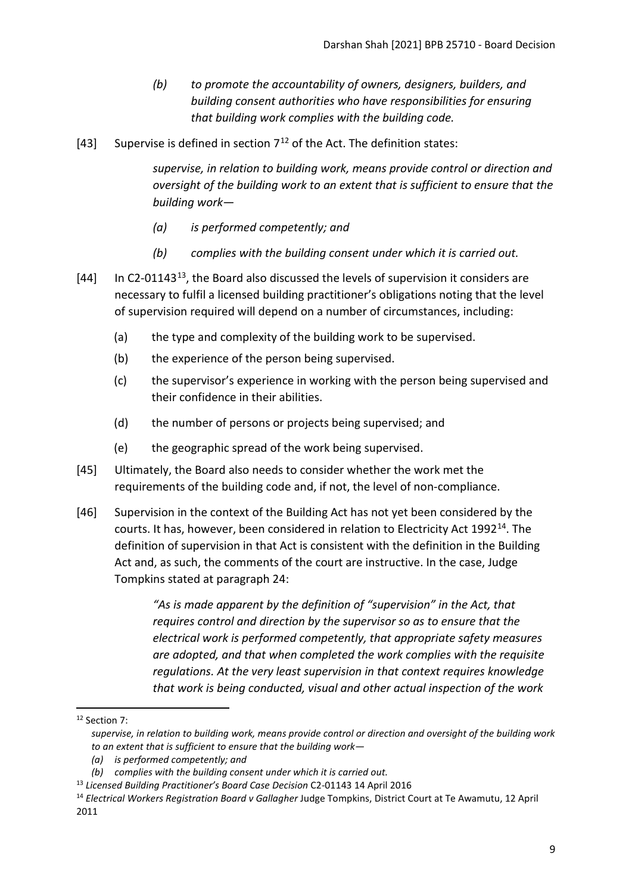> *(b) to promote the accountability of owners, designers, builders, and building consent authorities who have responsibilities for ensuring that building work complies with the building code.*

[43] Supervise is defined in section 7[12] of the Act. The definition states:

> *supervise, in relation to building work, means provide control or direction and oversight of the building work to an extent that is sufficient to ensure that the building work—*
>
> *(a) is performed competently; and*
>
> *(b) complies with the building consent under which it is carried out.*

[44] In C2-01143[13], the Board also discussed the levels of supervision it considers are necessary to fulfil a licensed building practitioner's obligations noting that the level of supervision required will depend on a number of circumstances, including:

(a) the type and complexity of the building work to be supervised.

(b) the experience of the person being supervised.

(c) the supervisor's experience in working with the person being supervised and their confidence in their abilities.

(d) the number of persons or projects being supervised; and

(e) the geographic spread of the work being supervised.

[45] Ultimately, the Board also needs to consider whether the work met the requirements of the building code and, if not, the level of non-compliance.

[46] Supervision in the context of the Building Act has not yet been considered by the courts. It has, however, been considered in relation to Electricity Act 1992[14]. The definition of supervision in that Act is consistent with the definition in the Building Act and, as such, the comments of the court are instructive. In the case, Judge Tompkins stated at paragraph 24:

> *"As is made apparent by the definition of "supervision" in the Act, that requires control and direction by the supervisor so as to ensure that the electrical work is performed competently, that appropriate safety measures are adopted, and that when completed the work complies with the requisite regulations. At the very least supervision in that context requires knowledge that work is being conducted, visual and other actual inspection of the work*

---

[12] Section 7:
*supervise, in relation to building work, means provide control or direction and oversight of the building work to an extent that is sufficient to ensure that the building work—*
*(a) is performed competently; and*
*(b) complies with the building consent under which it is carried out.*

[13] *Licensed Building Practitioner's Board Case Decision* C2-01143 14 April 2016

[14] *Electrical Workers Registration Board v Gallagher* Judge Tompkins, District Court at Te Awamutu, 12 April 2011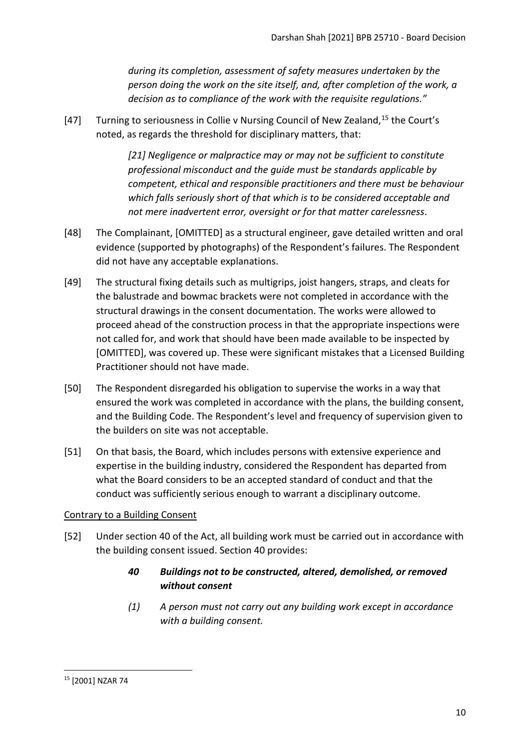*during its completion, assessment of safety measures undertaken by the person doing the work on the site itself, and, after completion of the work, a decision as to compliance of the work with the requisite regulations."*

[47] Turning to seriousness in Collie v Nursing Council of New Zealand,[15] the Court's noted, as regards the threshold for disciplinary matters, that:

> *[21] Negligence or malpractice may or may not be sufficient to constitute professional misconduct and the guide must be standards applicable by competent, ethical and responsible practitioners and there must be behaviour which falls seriously short of that which is to be considered acceptable and not mere inadvertent error, oversight or for that matter carelessness.*

[48] The Complainant, [OMITTED] as a structural engineer, gave detailed written and oral evidence (supported by photographs) of the Respondent's failures. The Respondent did not have any acceptable explanations.

[49] The structural fixing details such as multigrips, joist hangers, straps, and cleats for the balustrade and bowmac brackets were not completed in accordance with the structural drawings in the consent documentation. The works were allowed to proceed ahead of the construction process in that the appropriate inspections were not called for, and work that should have been made available to be inspected by [OMITTED], was covered up. These were significant mistakes that a Licensed Building Practitioner should not have made.

[50] The Respondent disregarded his obligation to supervise the works in a way that ensured the work was completed in accordance with the plans, the building consent, and the Building Code. The Respondent's level and frequency of supervision given to the builders on site was not acceptable.

[51] On that basis, the Board, which includes persons with extensive experience and expertise in the building industry, considered the Respondent has departed from what the Board considers to be an accepted standard of conduct and that the conduct was sufficiently serious enough to warrant a disciplinary outcome.

<u>Contrary to a Building Consent</u>

[52] Under section 40 of the Act, all building work must be carried out in accordance with the building consent issued. Section 40 provides:

> ***40 Buildings not to be constructed, altered, demolished, or removed without consent***
>
> *(1) A person must not carry out any building work except in accordance with a building consent.*

---

[15] [2001] NZAR 74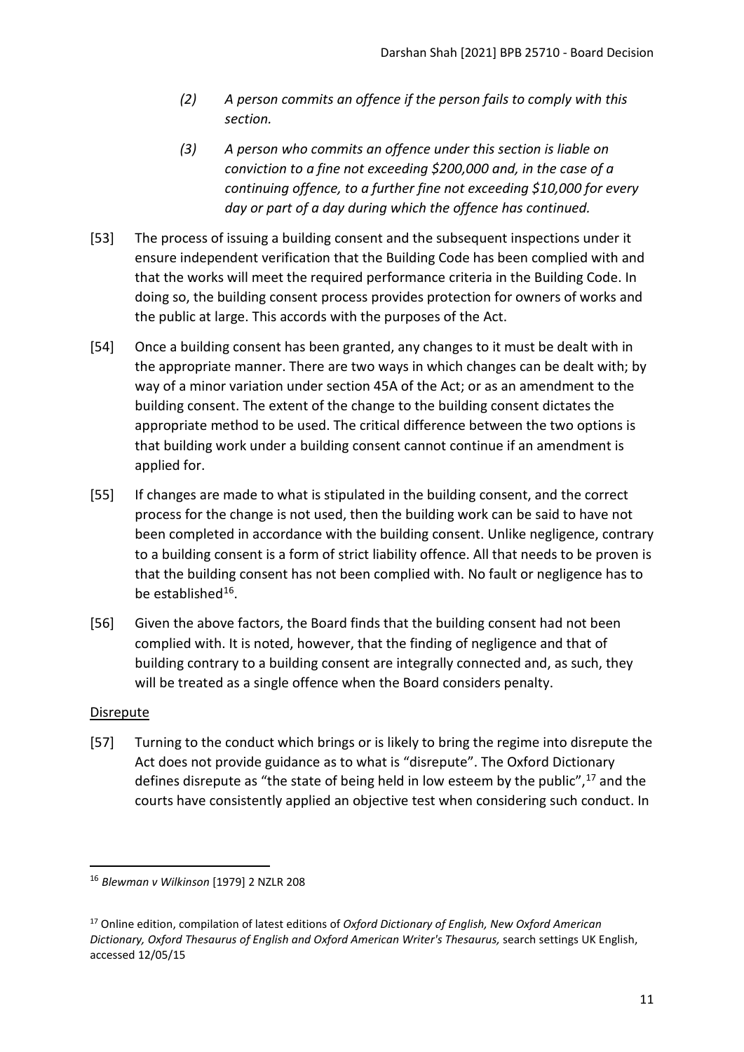*(2) A person commits an offence if the person fails to comply with this section.*

*(3) A person who commits an offence under this section is liable on conviction to a fine not exceeding $200,000 and, in the case of a continuing offence, to a further fine not exceeding $10,000 for every day or part of a day during which the offence has continued.*

[53] The process of issuing a building consent and the subsequent inspections under it ensure independent verification that the Building Code has been complied with and that the works will meet the required performance criteria in the Building Code. In doing so, the building consent process provides protection for owners of works and the public at large. This accords with the purposes of the Act.

[54] Once a building consent has been granted, any changes to it must be dealt with in the appropriate manner. There are two ways in which changes can be dealt with; by way of a minor variation under section 45A of the Act; or as an amendment to the building consent. The extent of the change to the building consent dictates the appropriate method to be used. The critical difference between the two options is that building work under a building consent cannot continue if an amendment is applied for.

[55] If changes are made to what is stipulated in the building consent, and the correct process for the change is not used, then the building work can be said to have not been completed in accordance with the building consent. Unlike negligence, contrary to a building consent is a form of strict liability offence. All that needs to be proven is that the building consent has not been complied with. No fault or negligence has to be established[16].

[56] Given the above factors, the Board finds that the building consent had not been complied with. It is noted, however, that the finding of negligence and that of building contrary to a building consent are integrally connected and, as such, they will be treated as a single offence when the Board considers penalty.

<u>Disrepute</u>

[57] Turning to the conduct which brings or is likely to bring the regime into disrepute the Act does not provide guidance as to what is "disrepute". The Oxford Dictionary defines disrepute as "the state of being held in low esteem by the public",[17] and the courts have consistently applied an objective test when considering such conduct. In

---

[16] *Blewman v Wilkinson* [1979] 2 NZLR 208

[17] Online edition, compilation of latest editions of *Oxford Dictionary of English, New Oxford American Dictionary, Oxford Thesaurus of English and Oxford American Writer's Thesaurus,* search settings UK English, accessed 12/05/15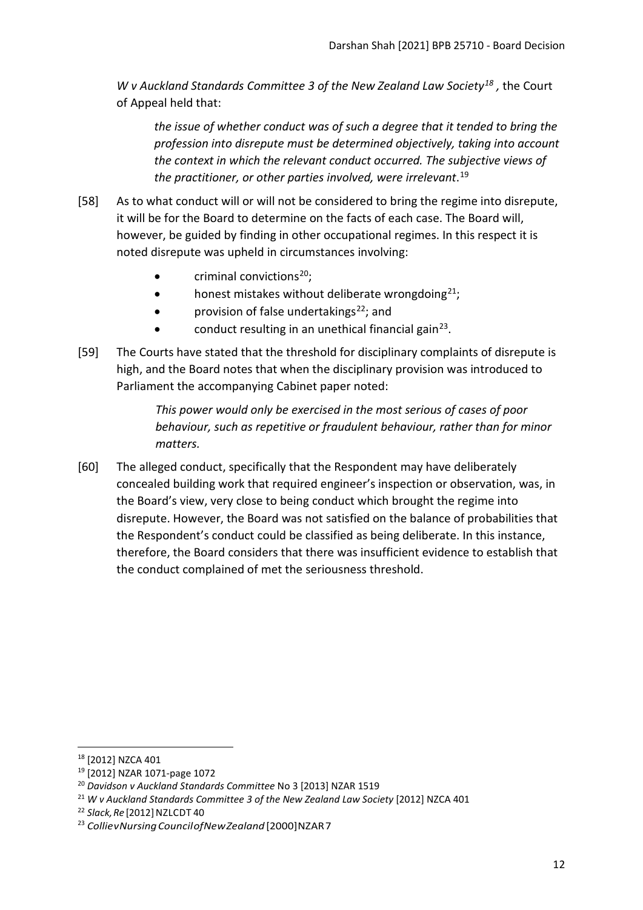*W v Auckland Standards Committee 3 of the New Zealand Law Society*[18] , the Court of Appeal held that:

> *the issue of whether conduct was of such a degree that it tended to bring the profession into disrepute must be determined objectively, taking into account the context in which the relevant conduct occurred. The subjective views of the practitioner, or other parties involved, were irrelevant*.[19]

[58] As to what conduct will or will not be considered to bring the regime into disrepute, it will be for the Board to determine on the facts of each case. The Board will, however, be guided by finding in other occupational regimes. In this respect it is noted disrepute was upheld in circumstances involving:

- criminal convictions[20];
- honest mistakes without deliberate wrongdoing[21];
- provision of false undertakings[22]; and
- conduct resulting in an unethical financial gain[23].

[59] The Courts have stated that the threshold for disciplinary complaints of disrepute is high, and the Board notes that when the disciplinary provision was introduced to Parliament the accompanying Cabinet paper noted:

> *This power would only be exercised in the most serious of cases of poor behaviour, such as repetitive or fraudulent behaviour, rather than for minor matters.*

[60] The alleged conduct, specifically that the Respondent may have deliberately concealed building work that required engineer's inspection or observation, was, in the Board's view, very close to being conduct which brought the regime into disrepute. However, the Board was not satisfied on the balance of probabilities that the Respondent's conduct could be classified as being deliberate. In this instance, therefore, the Board considers that there was insufficient evidence to establish that the conduct complained of met the seriousness threshold.

---

[18] [2012] NZCA 401

[19] [2012] NZAR 1071-page 1072

[20] *Davidson v Auckland Standards Committee* No 3 [2013] NZAR 1519

[21] *W v Auckland Standards Committee 3 of the New Zealand Law Society* [2012] NZCA 401

[22] *Slack, Re* [2012] NZLCDT 40

[23] *Collie v Nursing Council of New Zealand* [2000] NZAR 7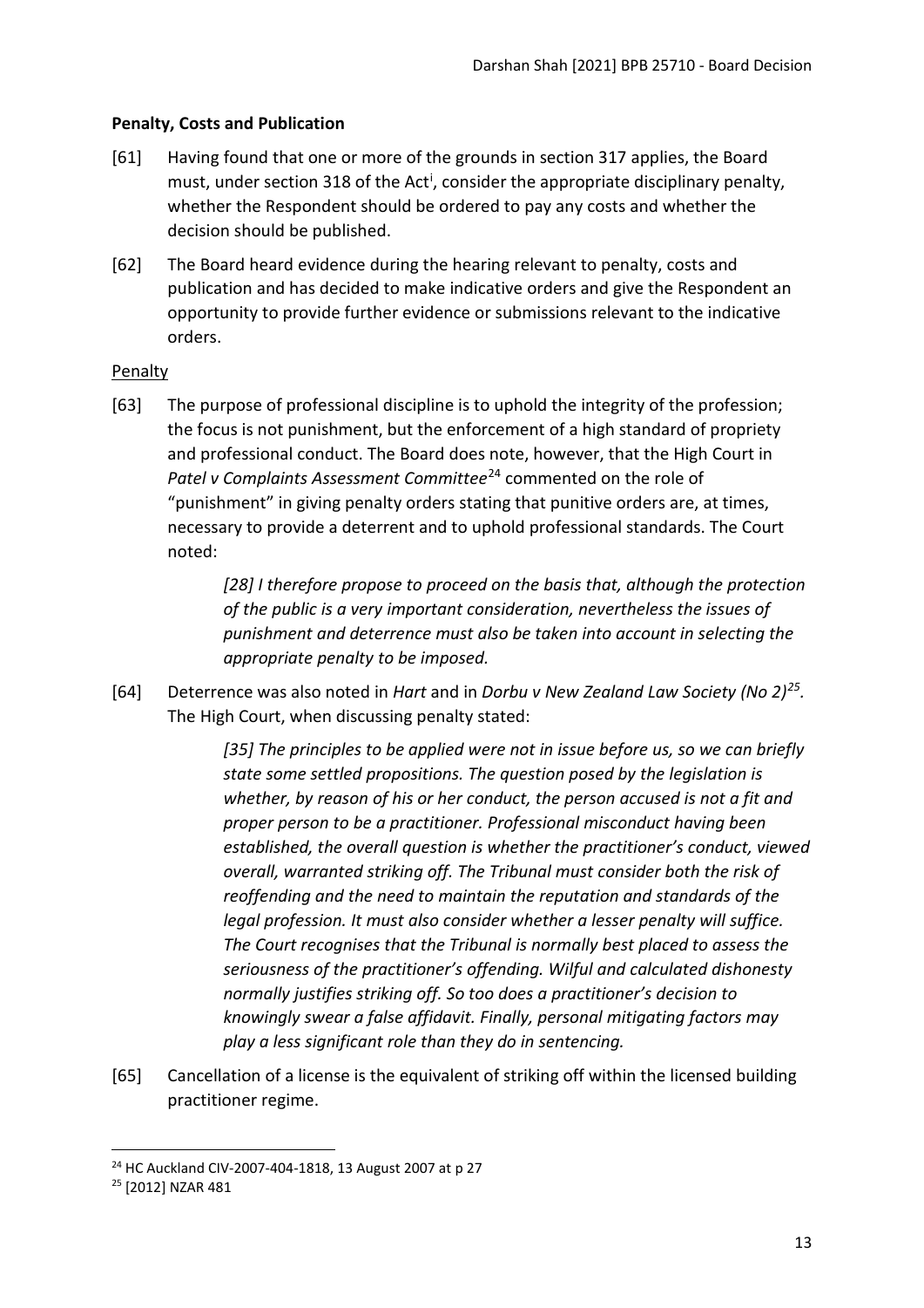**Penalty, Costs and Publication**

[61] Having found that one or more of the grounds in section 317 applies, the Board must, under section 318 of the Act[i], consider the appropriate disciplinary penalty, whether the Respondent should be ordered to pay any costs and whether the decision should be published.

[62] The Board heard evidence during the hearing relevant to penalty, costs and publication and has decided to make indicative orders and give the Respondent an opportunity to provide further evidence or submissions relevant to the indicative orders.

Penalty

[63] The purpose of professional discipline is to uphold the integrity of the profession; the focus is not punishment, but the enforcement of a high standard of propriety and professional conduct. The Board does note, however, that the High Court in *Patel v Complaints Assessment Committee*[24] commented on the role of "punishment" in giving penalty orders stating that punitive orders are, at times, necessary to provide a deterrent and to uphold professional standards. The Court noted:

> *[28] I therefore propose to proceed on the basis that, although the protection of the public is a very important consideration, nevertheless the issues of punishment and deterrence must also be taken into account in selecting the appropriate penalty to be imposed.*

[64] Deterrence was also noted in *Hart* and in *Dorbu v New Zealand Law Society (No 2)*[25]. The High Court, when discussing penalty stated:

> *[35] The principles to be applied were not in issue before us, so we can briefly state some settled propositions. The question posed by the legislation is whether, by reason of his or her conduct, the person accused is not a fit and proper person to be a practitioner. Professional misconduct having been established, the overall question is whether the practitioner's conduct, viewed overall, warranted striking off. The Tribunal must consider both the risk of reoffending and the need to maintain the reputation and standards of the legal profession. It must also consider whether a lesser penalty will suffice. The Court recognises that the Tribunal is normally best placed to assess the seriousness of the practitioner's offending. Wilful and calculated dishonesty normally justifies striking off. So too does a practitioner's decision to knowingly swear a false affidavit. Finally, personal mitigating factors may play a less significant role than they do in sentencing.*

[65] Cancellation of a license is the equivalent of striking off within the licensed building practitioner regime.

---

[24] HC Auckland CIV-2007-404-1818, 13 August 2007 at p 27

[25] [2012] NZAR 481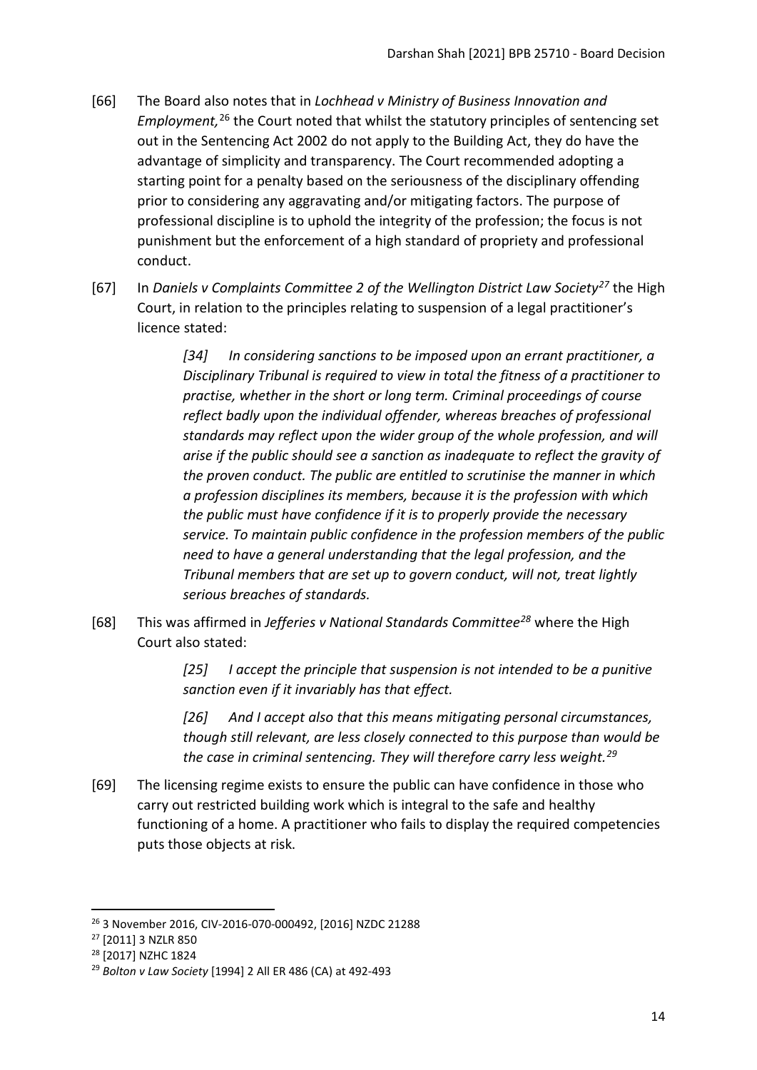[66] The Board also notes that in *Lochhead v Ministry of Business Innovation and Employment,*[26] the Court noted that whilst the statutory principles of sentencing set out in the Sentencing Act 2002 do not apply to the Building Act, they do have the advantage of simplicity and transparency. The Court recommended adopting a starting point for a penalty based on the seriousness of the disciplinary offending prior to considering any aggravating and/or mitigating factors. The purpose of professional discipline is to uphold the integrity of the profession; the focus is not punishment but the enforcement of a high standard of propriety and professional conduct.

[67] In *Daniels v Complaints Committee 2 of the Wellington District Law Society*[27] the High Court, in relation to the principles relating to suspension of a legal practitioner's licence stated:

> *[34] In considering sanctions to be imposed upon an errant practitioner, a Disciplinary Tribunal is required to view in total the fitness of a practitioner to practise, whether in the short or long term. Criminal proceedings of course reflect badly upon the individual offender, whereas breaches of professional standards may reflect upon the wider group of the whole profession, and will arise if the public should see a sanction as inadequate to reflect the gravity of the proven conduct. The public are entitled to scrutinise the manner in which a profession disciplines its members, because it is the profession with which the public must have confidence if it is to properly provide the necessary service. To maintain public confidence in the profession members of the public need to have a general understanding that the legal profession, and the Tribunal members that are set up to govern conduct, will not, treat lightly serious breaches of standards.*

[68] This was affirmed in *Jefferies v National Standards Committee*[28] where the High Court also stated:

> *[25] I accept the principle that suspension is not intended to be a punitive sanction even if it invariably has that effect.*
>
> *[26] And I accept also that this means mitigating personal circumstances, though still relevant, are less closely connected to this purpose than would be the case in criminal sentencing. They will therefore carry less weight.*[29]

[69] The licensing regime exists to ensure the public can have confidence in those who carry out restricted building work which is integral to the safe and healthy functioning of a home. A practitioner who fails to display the required competencies puts those objects at risk.

---

[26] 3 November 2016, CIV-2016-070-000492, [2016] NZDC 21288

[27] [2011] 3 NZLR 850

[28] [2017] NZHC 1824

[29] *Bolton v Law Society* [1994] 2 All ER 486 (CA) at 492-493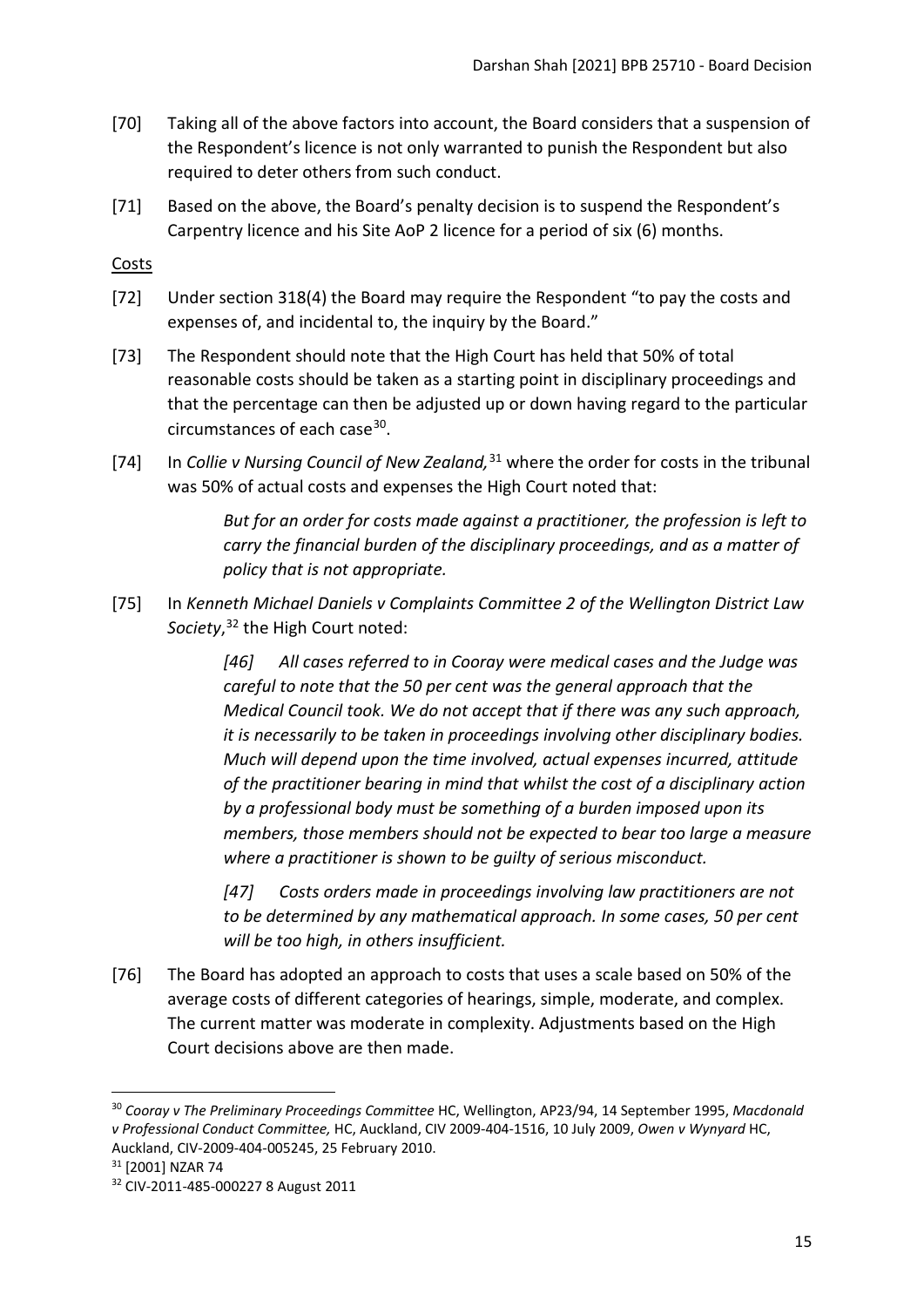[70] Taking all of the above factors into account, the Board considers that a suspension of the Respondent's licence is not only warranted to punish the Respondent but also required to deter others from such conduct.

[71] Based on the above, the Board's penalty decision is to suspend the Respondent's Carpentry licence and his Site AoP 2 licence for a period of six (6) months.

<u>Costs</u>

[72] Under section 318(4) the Board may require the Respondent "to pay the costs and expenses of, and incidental to, the inquiry by the Board."

[73] The Respondent should note that the High Court has held that 50% of total reasonable costs should be taken as a starting point in disciplinary proceedings and that the percentage can then be adjusted up or down having regard to the particular circumstances of each case[30].

[74] In *Collie v Nursing Council of New Zealand,*[31] where the order for costs in the tribunal was 50% of actual costs and expenses the High Court noted that:

> *But for an order for costs made against a practitioner, the profession is left to carry the financial burden of the disciplinary proceedings, and as a matter of policy that is not appropriate.*

[75] In *Kenneth Michael Daniels v Complaints Committee 2 of the Wellington District Law Society*,[32] the High Court noted:

> *[46] All cases referred to in Cooray were medical cases and the Judge was careful to note that the 50 per cent was the general approach that the Medical Council took. We do not accept that if there was any such approach, it is necessarily to be taken in proceedings involving other disciplinary bodies. Much will depend upon the time involved, actual expenses incurred, attitude of the practitioner bearing in mind that whilst the cost of a disciplinary action by a professional body must be something of a burden imposed upon its members, those members should not be expected to bear too large a measure where a practitioner is shown to be guilty of serious misconduct.*
>
> *[47] Costs orders made in proceedings involving law practitioners are not to be determined by any mathematical approach. In some cases, 50 per cent will be too high, in others insufficient.*

[76] The Board has adopted an approach to costs that uses a scale based on 50% of the average costs of different categories of hearings, simple, moderate, and complex. The current matter was moderate in complexity. Adjustments based on the High Court decisions above are then made.

---

[30] *Cooray v The Preliminary Proceedings Committee* HC, Wellington, AP23/94, 14 September 1995, *Macdonald v Professional Conduct Committee,* HC, Auckland, CIV 2009-404-1516, 10 July 2009, *Owen v Wynyard* HC, Auckland, CIV-2009-404-005245, 25 February 2010.

[31] [2001] NZAR 74

[32] CIV-2011-485-000227 8 August 2011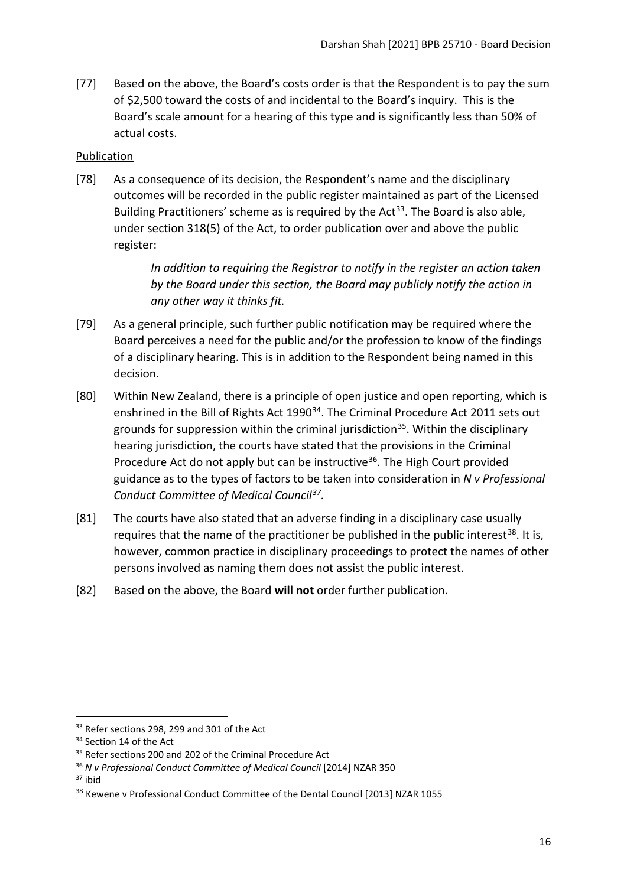[77] Based on the above, the Board's costs order is that the Respondent is to pay the sum of $2,500 toward the costs of and incidental to the Board's inquiry. This is the Board's scale amount for a hearing of this type and is significantly less than 50% of actual costs.

Publication

[78] As a consequence of its decision, the Respondent's name and the disciplinary outcomes will be recorded in the public register maintained as part of the Licensed Building Practitioners' scheme as is required by the Act[33]. The Board is also able, under section 318(5) of the Act, to order publication over and above the public register:

> *In addition to requiring the Registrar to notify in the register an action taken by the Board under this section, the Board may publicly notify the action in any other way it thinks fit.*

[79] As a general principle, such further public notification may be required where the Board perceives a need for the public and/or the profession to know of the findings of a disciplinary hearing. This is in addition to the Respondent being named in this decision.

[80] Within New Zealand, there is a principle of open justice and open reporting, which is enshrined in the Bill of Rights Act 1990[34]. The Criminal Procedure Act 2011 sets out grounds for suppression within the criminal jurisdiction[35]. Within the disciplinary hearing jurisdiction, the courts have stated that the provisions in the Criminal Procedure Act do not apply but can be instructive[36]. The High Court provided guidance as to the types of factors to be taken into consideration in *N v Professional Conduct Committee of Medical Council*[37].

[81] The courts have also stated that an adverse finding in a disciplinary case usually requires that the name of the practitioner be published in the public interest[38]. It is, however, common practice in disciplinary proceedings to protect the names of other persons involved as naming them does not assist the public interest.

[82] Based on the above, the Board **will not** order further publication.

---

[33] Refer sections 298, 299 and 301 of the Act

[34] Section 14 of the Act

[35] Refer sections 200 and 202 of the Criminal Procedure Act

[36] *N v Professional Conduct Committee of Medical Council* [2014] NZAR 350

[37] ibid

[38] Kewene v Professional Conduct Committee of the Dental Council [2013] NZAR 1055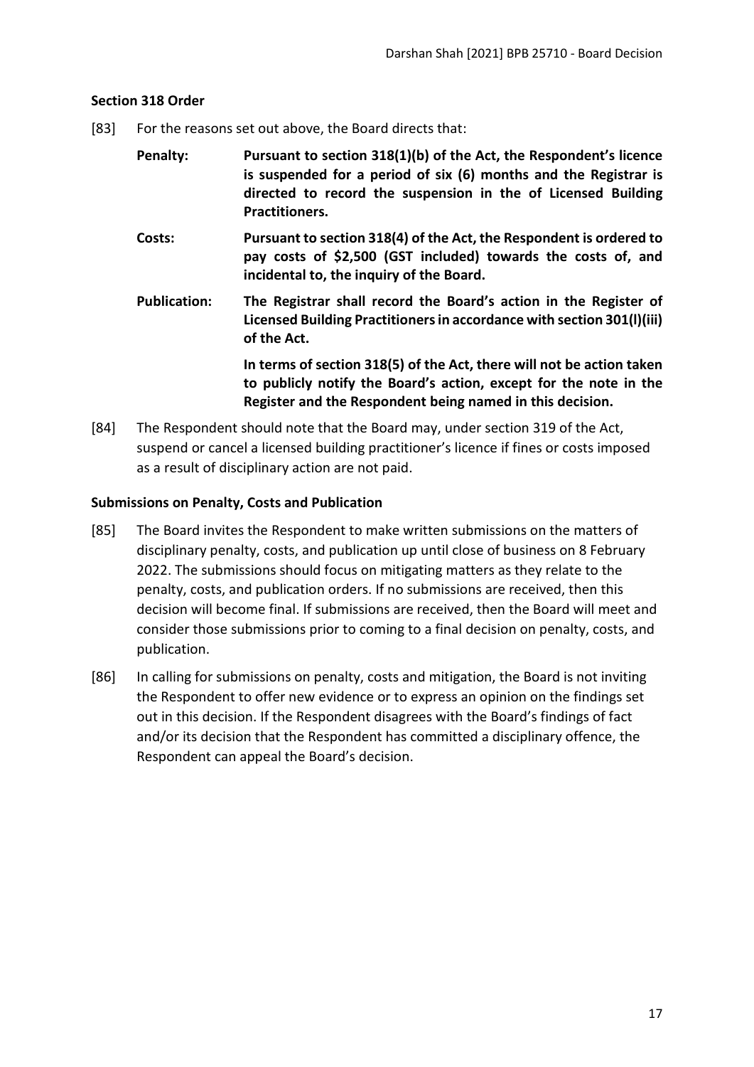### Section 318 Order

[83] For the reasons set out above, the Board directs that:

**Penalty:** **Pursuant to section 318(1)(b) of the Act, the Respondent's licence is suspended for a period of six (6) months and the Registrar is directed to record the suspension in the of Licensed Building Practitioners.**

**Costs:** **Pursuant to section 318(4) of the Act, the Respondent is ordered to pay costs of $2,500 (GST included) towards the costs of, and incidental to, the inquiry of the Board.**

**Publication:** **The Registrar shall record the Board's action in the Register of Licensed Building Practitioners in accordance with section 301(l)(iii) of the Act.**

**In terms of section 318(5) of the Act, there will not be action taken to publicly notify the Board's action, except for the note in the Register and the Respondent being named in this decision.**

[84] The Respondent should note that the Board may, under section 319 of the Act, suspend or cancel a licensed building practitioner's licence if fines or costs imposed as a result of disciplinary action are not paid.

### Submissions on Penalty, Costs and Publication

[85] The Board invites the Respondent to make written submissions on the matters of disciplinary penalty, costs, and publication up until close of business on 8 February 2022. The submissions should focus on mitigating matters as they relate to the penalty, costs, and publication orders. If no submissions are received, then this decision will become final. If submissions are received, then the Board will meet and consider those submissions prior to coming to a final decision on penalty, costs, and publication.

[86] In calling for submissions on penalty, costs and mitigation, the Board is not inviting the Respondent to offer new evidence or to express an opinion on the findings set out in this decision. If the Respondent disagrees with the Board's findings of fact and/or its decision that the Respondent has committed a disciplinary offence, the Respondent can appeal the Board's decision.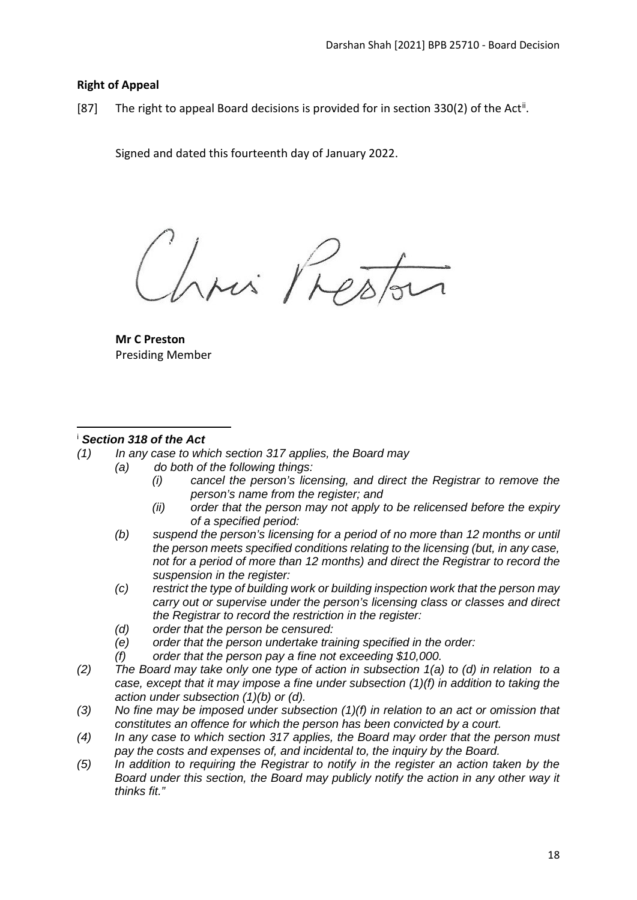**Right of Appeal**

[87] The right to appeal Board decisions is provided for in section 330(2) of the Act[ii].

Signed and dated this fourteenth day of January 2022.

**Mr C Preston**
Presiding Member

---

[i] ***Section 318 of the Act***

*(1) In any case to which section 317 applies, the Board may*

*(a) do both of the following things:*

*(i) cancel the person's licensing, and direct the Registrar to remove the person's name from the register; and*

*(ii) order that the person may not apply to be relicensed before the expiry of a specified period:*

*(b) suspend the person's licensing for a period of no more than 12 months or until the person meets specified conditions relating to the licensing (but, in any case, not for a period of more than 12 months) and direct the Registrar to record the suspension in the register:*

*(c) restrict the type of building work or building inspection work that the person may carry out or supervise under the person's licensing class or classes and direct the Registrar to record the restriction in the register:*

*(d) order that the person be censured:*

*(e) order that the person undertake training specified in the order:*

*(f) order that the person pay a fine not exceeding $10,000.*

*(2) The Board may take only one type of action in subsection 1(a) to (d) in relation to a case, except that it may impose a fine under subsection (1)(f) in addition to taking the action under subsection (1)(b) or (d).*

*(3) No fine may be imposed under subsection (1)(f) in relation to an act or omission that constitutes an offence for which the person has been convicted by a court.*

*(4) In any case to which section 317 applies, the Board may order that the person must pay the costs and expenses of, and incidental to, the inquiry by the Board.*

*(5) In addition to requiring the Registrar to notify in the register an action taken by the Board under this section, the Board may publicly notify the action in any other way it thinks fit."*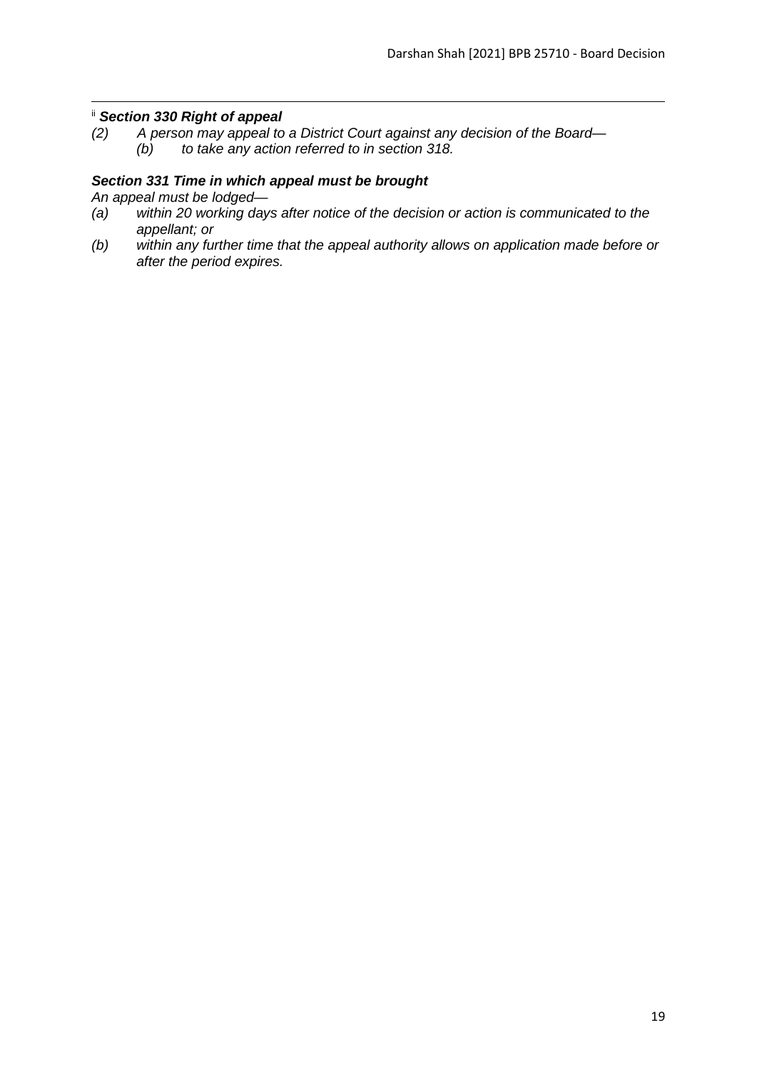[ii] ***Section 330 Right of appeal***

*(2) A person may appeal to a District Court against any decision of the Board—*

*(b) to take any action referred to in section 318.*

***Section 331 Time in which appeal must be brought***

*An appeal must be lodged—*

*(a) within 20 working days after notice of the decision or action is communicated to the appellant; or*

*(b) within any further time that the appeal authority allows on application made before or after the period expires.*